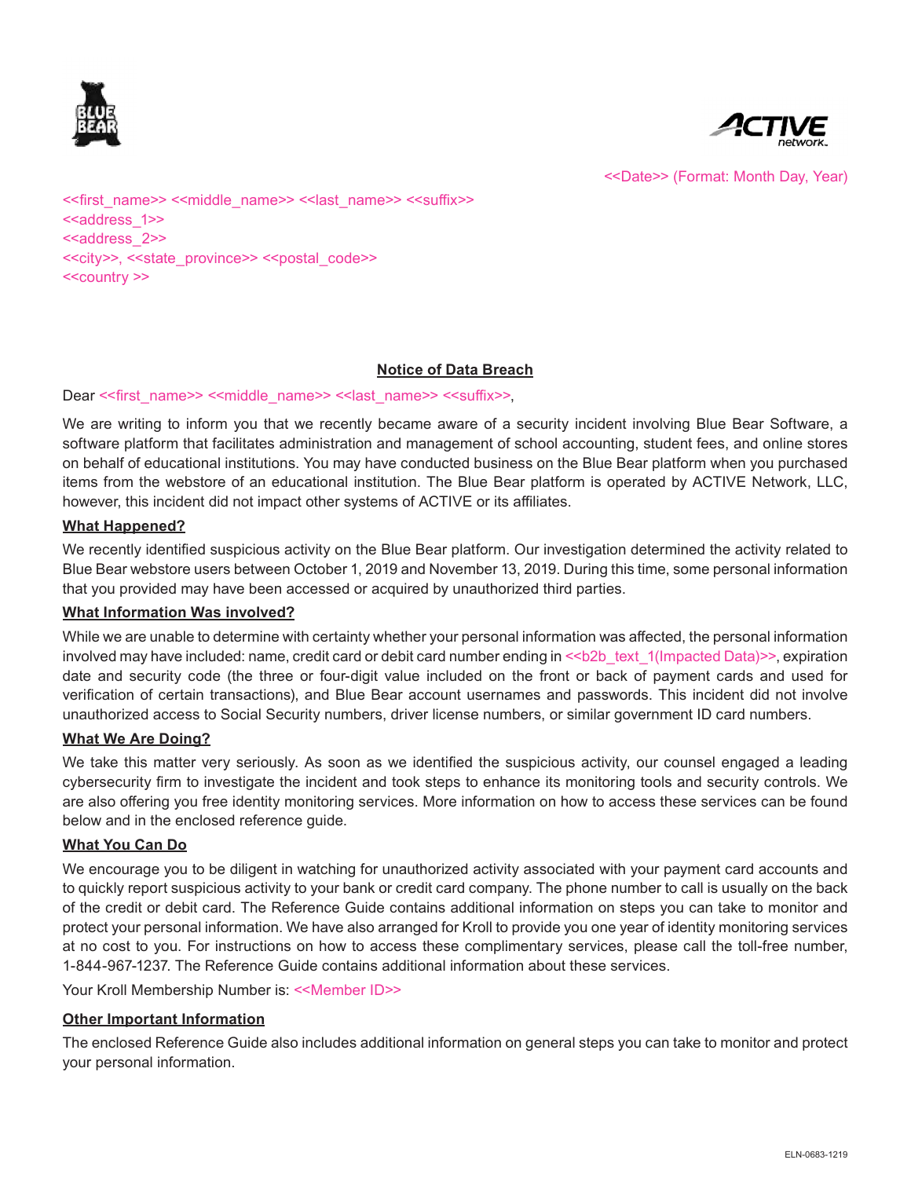<<Date>> (Format: Month Day, Year)

<<first_name>> <<middle_name>> <<last_name>> <<suffix>>
<<address_1>>
<<address_2>>
<<city>>, <<state_province>> <<postal_code>>
<<country >>

**Notice of Data Breach**

Dear <<first_name>> <<middle_name>> <<last_name>> <<suffix>>,

We are writing to inform you that we recently became aware of a security incident involving Blue Bear Software, a software platform that facilitates administration and management of school accounting, student fees, and online stores on behalf of educational institutions. You may have conducted business on the Blue Bear platform when you purchased items from the webstore of an educational institution. The Blue Bear platform is operated by ACTIVE Network, LLC, however, this incident did not impact other systems of ACTIVE or its affiliates.

**What Happened?**

We recently identified suspicious activity on the Blue Bear platform. Our investigation determined the activity related to Blue Bear webstore users between October 1, 2019 and November 13, 2019. During this time, some personal information that you provided may have been accessed or acquired by unauthorized third parties.

**What Information Was involved?**

While we are unable to determine with certainty whether your personal information was affected, the personal information involved may have included: name, credit card or debit card number ending in <<b2b_text_1(Impacted Data)>>, expiration date and security code (the three or four-digit value included on the front or back of payment cards and used for verification of certain transactions), and Blue Bear account usernames and passwords. This incident did not involve unauthorized access to Social Security numbers, driver license numbers, or similar government ID card numbers.

**What We Are Doing?**

We take this matter very seriously. As soon as we identified the suspicious activity, our counsel engaged a leading cybersecurity firm to investigate the incident and took steps to enhance its monitoring tools and security controls. We are also offering you free identity monitoring services. More information on how to access these services can be found below and in the enclosed reference guide.

**What You Can Do**

We encourage you to be diligent in watching for unauthorized activity associated with your payment card accounts and to quickly report suspicious activity to your bank or credit card company. The phone number to call is usually on the back of the credit or debit card. The Reference Guide contains additional information on steps you can take to monitor and protect your personal information. We have also arranged for Kroll to provide you one year of identity monitoring services at no cost to you. For instructions on how to access these complimentary services, please call the toll-free number, 1-844-967-1237. The Reference Guide contains additional information about these services.

Your Kroll Membership Number is: <<Member ID>>

**Other Important Information**

The enclosed Reference Guide also includes additional information on general steps you can take to monitor and protect your personal information.

ELN-0683-1219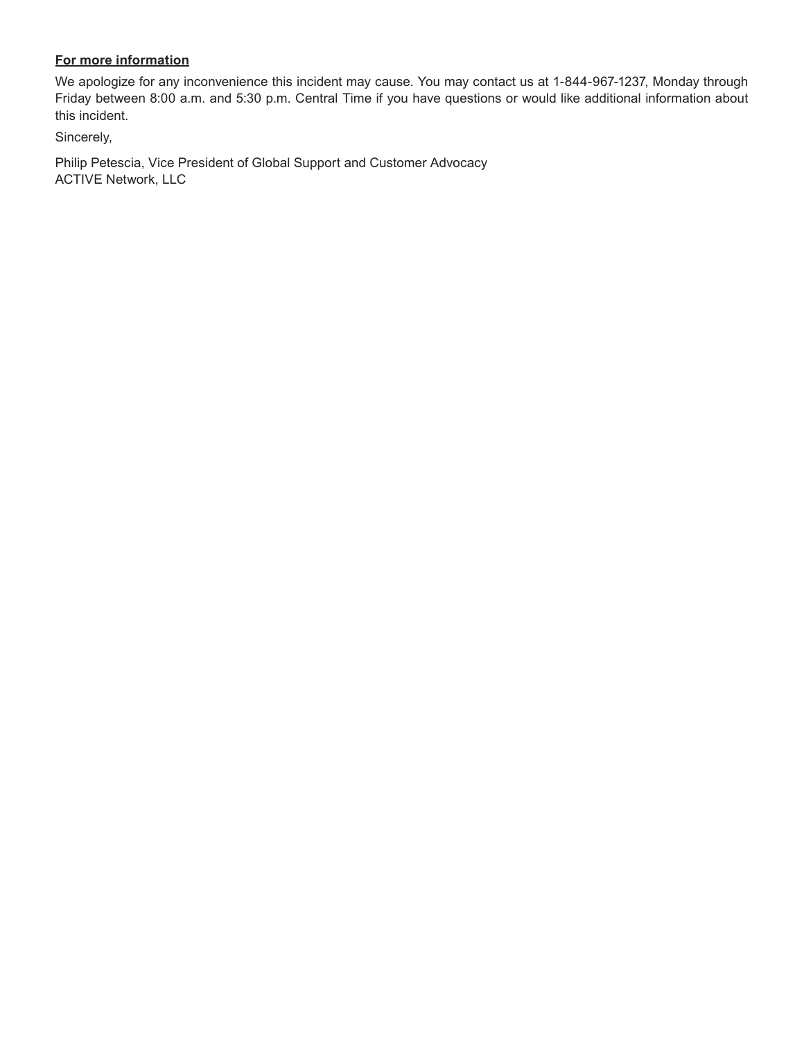**For more information**

We apologize for any inconvenience this incident may cause. You may contact us at 1-844-967-1237, Monday through Friday between 8:00 a.m. and 5:30 p.m. Central Time if you have questions or would like additional information about this incident.

Sincerely,

Philip Petescia, Vice President of Global Support and Customer Advocacy
ACTIVE Network, LLC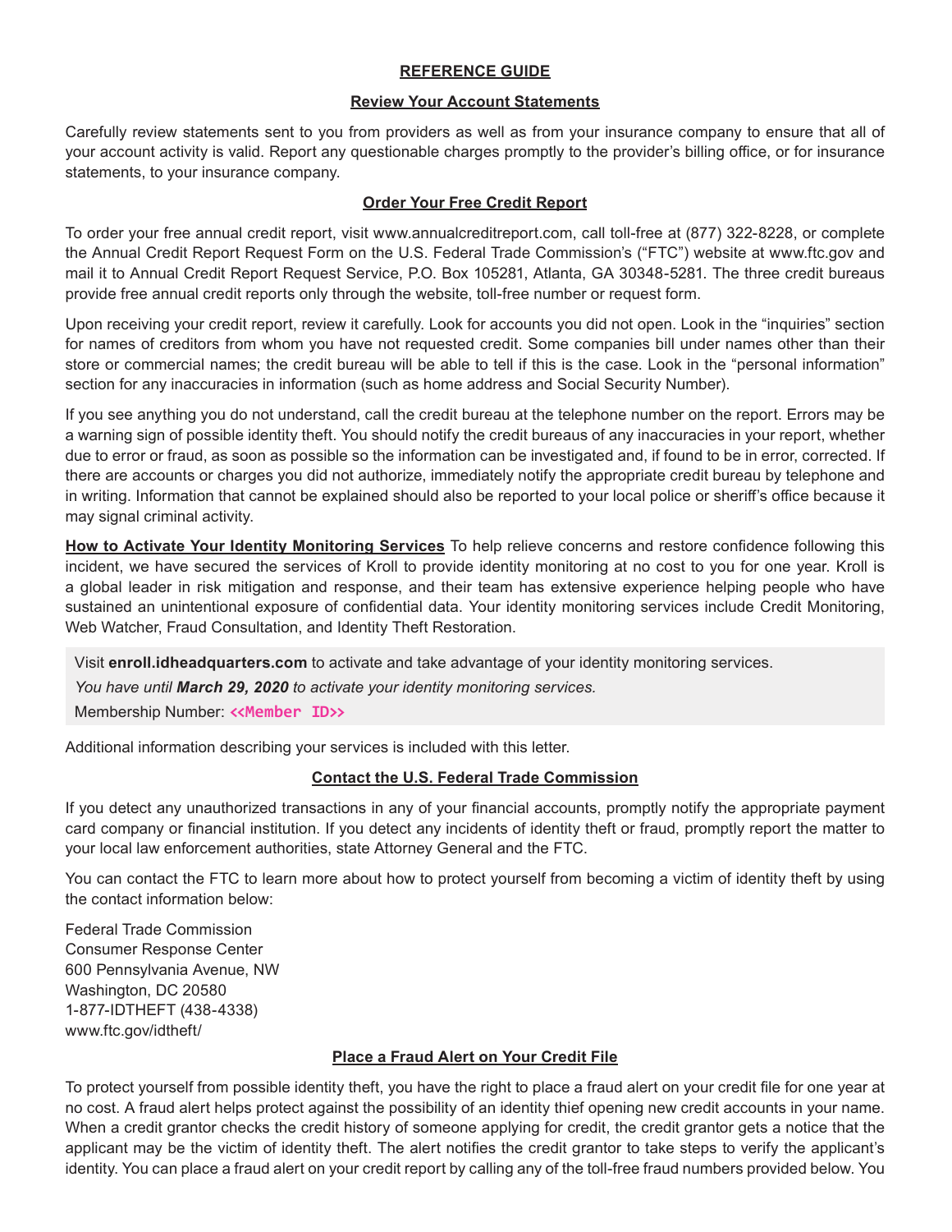## REFERENCE GUIDE

### Review Your Account Statements

Carefully review statements sent to you from providers as well as from your insurance company to ensure that all of your account activity is valid. Report any questionable charges promptly to the provider's billing office, or for insurance statements, to your insurance company.

### Order Your Free Credit Report

To order your free annual credit report, visit www.annualcreditreport.com, call toll-free at (877) 322-8228, or complete the Annual Credit Report Request Form on the U.S. Federal Trade Commission's ("FTC") website at www.ftc.gov and mail it to Annual Credit Report Request Service, P.O. Box 105281, Atlanta, GA 30348-5281. The three credit bureaus provide free annual credit reports only through the website, toll-free number or request form.

Upon receiving your credit report, review it carefully. Look for accounts you did not open. Look in the "inquiries" section for names of creditors from whom you have not requested credit. Some companies bill under names other than their store or commercial names; the credit bureau will be able to tell if this is the case. Look in the "personal information" section for any inaccuracies in information (such as home address and Social Security Number).

If you see anything you do not understand, call the credit bureau at the telephone number on the report. Errors may be a warning sign of possible identity theft. You should notify the credit bureaus of any inaccuracies in your report, whether due to error or fraud, as soon as possible so the information can be investigated and, if found to be in error, corrected. If there are accounts or charges you did not authorize, immediately notify the appropriate credit bureau by telephone and in writing. Information that cannot be explained should also be reported to your local police or sheriff's office because it may signal criminal activity.

**How to Activate Your Identity Monitoring Services** To help relieve concerns and restore confidence following this incident, we have secured the services of Kroll to provide identity monitoring at no cost to you for one year. Kroll is a global leader in risk mitigation and response, and their team has extensive experience helping people who have sustained an unintentional exposure of confidential data. Your identity monitoring services include Credit Monitoring, Web Watcher, Fraud Consultation, and Identity Theft Restoration.

Visit **enroll.idheadquarters.com** to activate and take advantage of your identity monitoring services.

*You have until **March 29, 2020** to activate your identity monitoring services.*

Membership Number: <<Member ID>>

Additional information describing your services is included with this letter.

### Contact the U.S. Federal Trade Commission

If you detect any unauthorized transactions in any of your financial accounts, promptly notify the appropriate payment card company or financial institution. If you detect any incidents of identity theft or fraud, promptly report the matter to your local law enforcement authorities, state Attorney General and the FTC.

You can contact the FTC to learn more about how to protect yourself from becoming a victim of identity theft by using the contact information below:

Federal Trade Commission
Consumer Response Center
600 Pennsylvania Avenue, NW
Washington, DC 20580
1-877-IDTHEFT (438-4338)
www.ftc.gov/idtheft/

### Place a Fraud Alert on Your Credit File

To protect yourself from possible identity theft, you have the right to place a fraud alert on your credit file for one year at no cost. A fraud alert helps protect against the possibility of an identity thief opening new credit accounts in your name. When a credit grantor checks the credit history of someone applying for credit, the credit grantor gets a notice that the applicant may be the victim of identity theft. The alert notifies the credit grantor to take steps to verify the applicant's identity. You can place a fraud alert on your credit report by calling any of the toll-free fraud numbers provided below. You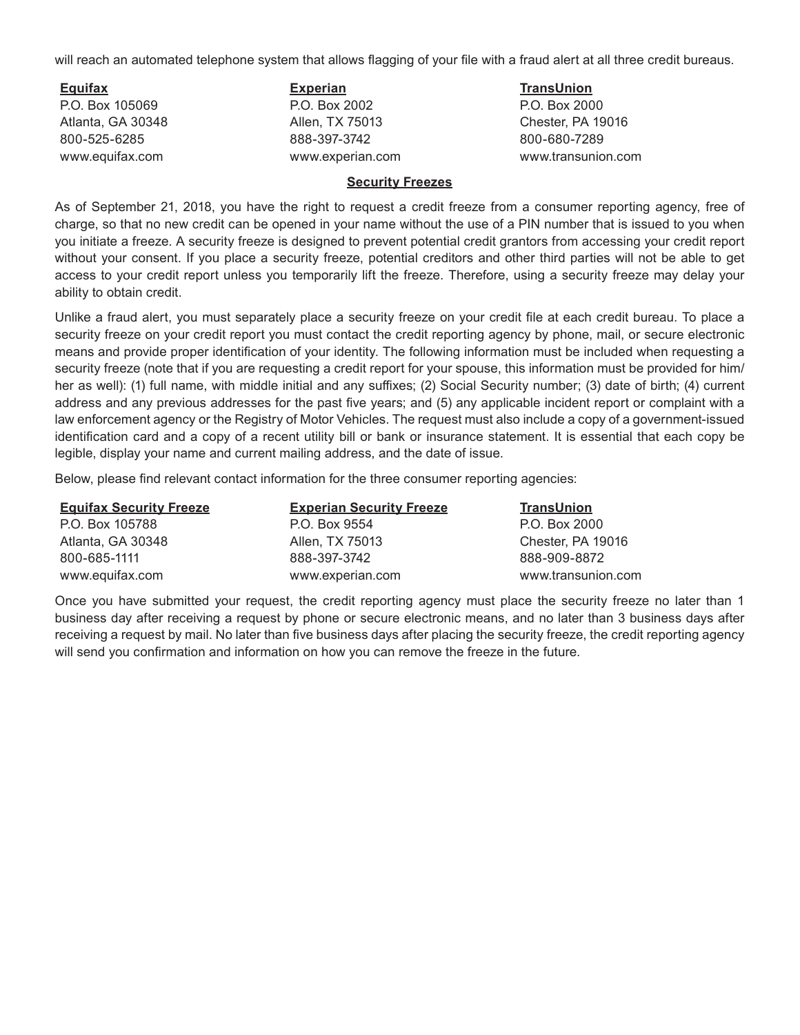will reach an automated telephone system that allows flagging of your file with a fraud alert at all three credit bureaus.

| **Equifax** | **Experian** | **TransUnion** |
|---|---|---|
| P.O. Box 105069 | P.O. Box 2002 | P.O. Box 2000 |
| Atlanta, GA 30348 | Allen, TX 75013 | Chester, PA 19016 |
| 800-525-6285 | 888-397-3742 | 800-680-7289 |
| www.equifax.com | www.experian.com | www.transunion.com |

## Security Freezes

As of September 21, 2018, you have the right to request a credit freeze from a consumer reporting agency, free of charge, so that no new credit can be opened in your name without the use of a PIN number that is issued to you when you initiate a freeze. A security freeze is designed to prevent potential credit grantors from accessing your credit report without your consent. If you place a security freeze, potential creditors and other third parties will not be able to get access to your credit report unless you temporarily lift the freeze. Therefore, using a security freeze may delay your ability to obtain credit.

Unlike a fraud alert, you must separately place a security freeze on your credit file at each credit bureau. To place a security freeze on your credit report you must contact the credit reporting agency by phone, mail, or secure electronic means and provide proper identification of your identity. The following information must be included when requesting a security freeze (note that if you are requesting a credit report for your spouse, this information must be provided for him/her as well): (1) full name, with middle initial and any suffixes; (2) Social Security number; (3) date of birth; (4) current address and any previous addresses for the past five years; and (5) any applicable incident report or complaint with a law enforcement agency or the Registry of Motor Vehicles. The request must also include a copy of a government-issued identification card and a copy of a recent utility bill or bank or insurance statement. It is essential that each copy be legible, display your name and current mailing address, and the date of issue.

Below, please find relevant contact information for the three consumer reporting agencies:

| **Equifax Security Freeze** | **Experian Security Freeze** | **TransUnion** |
|---|---|---|
| P.O. Box 105788 | P.O. Box 9554 | P.O. Box 2000 |
| Atlanta, GA 30348 | Allen, TX 75013 | Chester, PA 19016 |
| 800-685-1111 | 888-397-3742 | 888-909-8872 |
| www.equifax.com | www.experian.com | www.transunion.com |

Once you have submitted your request, the credit reporting agency must place the security freeze no later than 1 business day after receiving a request by phone or secure electronic means, and no later than 3 business days after receiving a request by mail. No later than five business days after placing the security freeze, the credit reporting agency will send you confirmation and information on how you can remove the freeze in the future.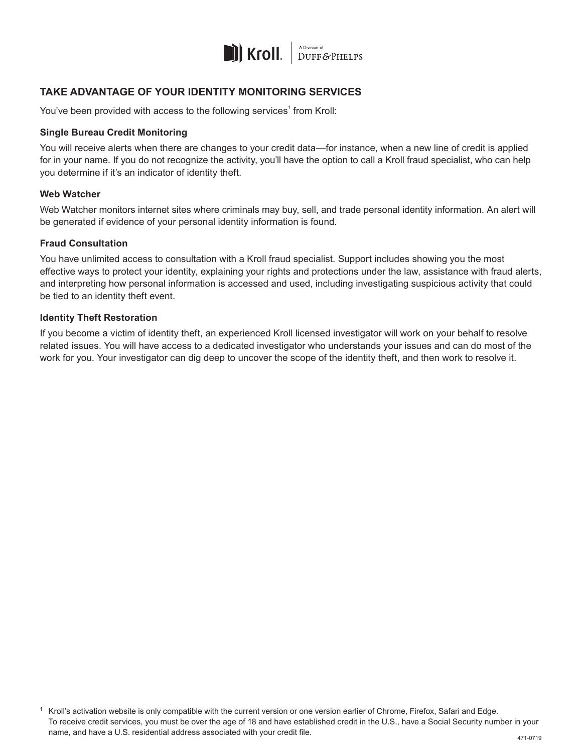Kroll | A Division of DUFF & PHELPS

## TAKE ADVANTAGE OF YOUR IDENTITY MONITORING SERVICES

You've been provided with access to the following services[1] from Kroll:

### Single Bureau Credit Monitoring

You will receive alerts when there are changes to your credit data—for instance, when a new line of credit is applied for in your name. If you do not recognize the activity, you'll have the option to call a Kroll fraud specialist, who can help you determine if it's an indicator of identity theft.

### Web Watcher

Web Watcher monitors internet sites where criminals may buy, sell, and trade personal identity information. An alert will be generated if evidence of your personal identity information is found.

### Fraud Consultation

You have unlimited access to consultation with a Kroll fraud specialist. Support includes showing you the most effective ways to protect your identity, explaining your rights and protections under the law, assistance with fraud alerts, and interpreting how personal information is accessed and used, including investigating suspicious activity that could be tied to an identity theft event.

### Identity Theft Restoration

If you become a victim of identity theft, an experienced Kroll licensed investigator will work on your behalf to resolve related issues. You will have access to a dedicated investigator who understands your issues and can do most of the work for you. Your investigator can dig deep to uncover the scope of the identity theft, and then work to resolve it.

[1] Kroll's activation website is only compatible with the current version or one version earlier of Chrome, Firefox, Safari and Edge. To receive credit services, you must be over the age of 18 and have established credit in the U.S., have a Social Security number in your name, and have a U.S. residential address associated with your credit file.

471-0719